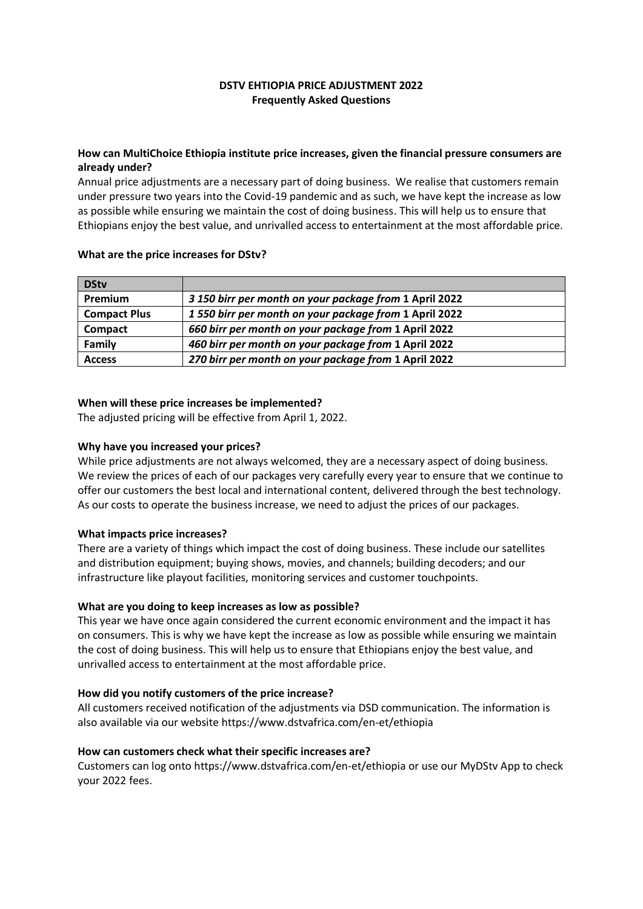**DSTV EHTIOPIA PRICE ADJUSTMENT 2022**
**Frequently Asked Questions**

**How can MultiChoice Ethiopia institute price increases, given the financial pressure consumers are already under?**

Annual price adjustments are a necessary part of doing business. We realise that customers remain under pressure two years into the Covid-19 pandemic and as such, we have kept the increase as low as possible while ensuring we maintain the cost of doing business. This will help us to ensure that Ethiopians enjoy the best value, and unrivalled access to entertainment at the most affordable price.

**What are the price increases for DStv?**

| DStv | |
|---|---|
| **Premium** | *3 150 birr per month on your package from* **1 April 2022** |
| **Compact Plus** | *1 550 birr per month on your package from* **1 April 2022** |
| **Compact** | *660 birr per month on your package from* **1 April 2022** |
| **Family** | *460 birr per month on your package from* **1 April 2022** |
| **Access** | *270 birr per month on your package from* **1 April 2022** |

**When will these price increases be implemented?**

The adjusted pricing will be effective from April 1, 2022.

**Why have you increased your prices?**

While price adjustments are not always welcomed, they are a necessary aspect of doing business. We review the prices of each of our packages very carefully every year to ensure that we continue to offer our customers the best local and international content, delivered through the best technology. As our costs to operate the business increase, we need to adjust the prices of our packages.

**What impacts price increases?**

There are a variety of things which impact the cost of doing business. These include our satellites and distribution equipment; buying shows, movies, and channels; building decoders; and our infrastructure like playout facilities, monitoring services and customer touchpoints.

**What are you doing to keep increases as low as possible?**

This year we have once again considered the current economic environment and the impact it has on consumers. This is why we have kept the increase as low as possible while ensuring we maintain the cost of doing business. This will help us to ensure that Ethiopians enjoy the best value, and unrivalled access to entertainment at the most affordable price.

**How did you notify customers of the price increase?**

All customers received notification of the adjustments via DSD communication. The information is also available via our website https://www.dstvafrica.com/en-et/ethiopia

**How can customers check what their specific increases are?**

Customers can log onto https://www.dstvafrica.com/en-et/ethiopia or use our MyDStv App to check your 2022 fees.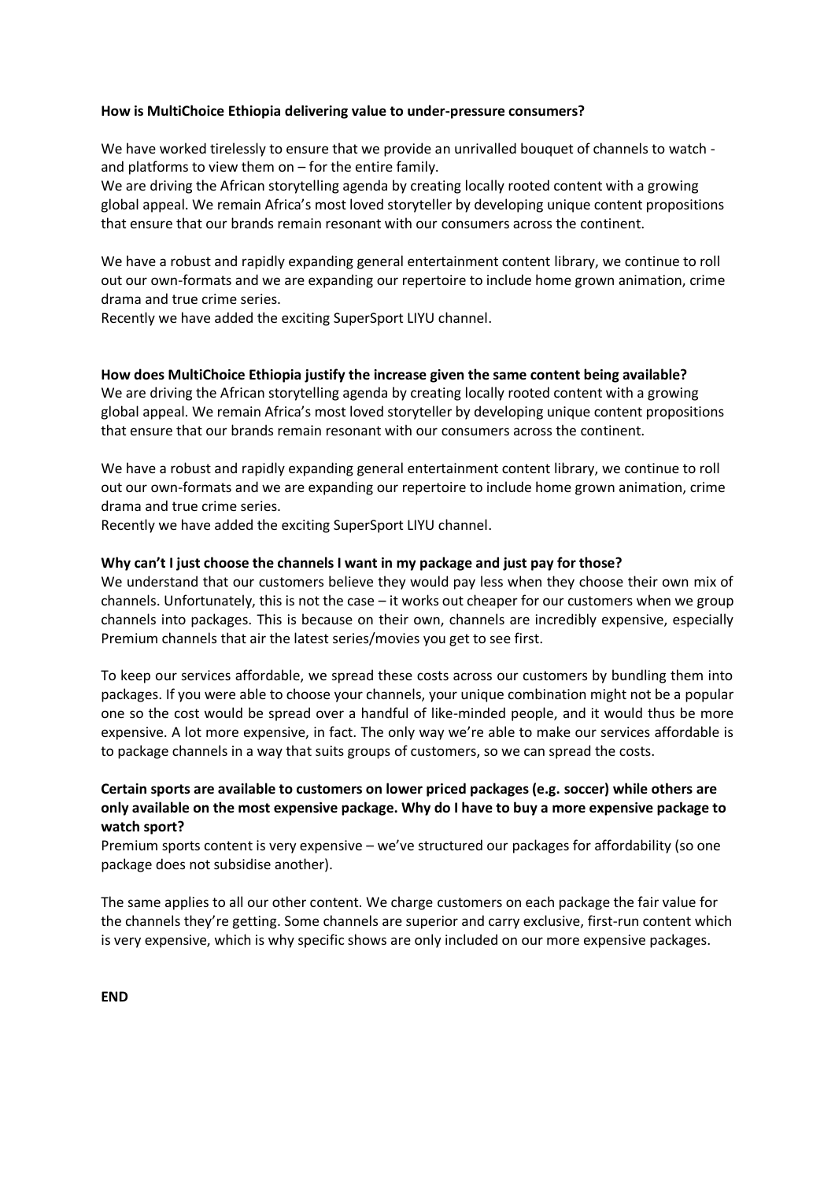**How is MultiChoice Ethiopia delivering value to under-pressure consumers?**

We have worked tirelessly to ensure that we provide an unrivalled bouquet of channels to watch - and platforms to view them on – for the entire family.
We are driving the African storytelling agenda by creating locally rooted content with a growing global appeal. We remain Africa's most loved storyteller by developing unique content propositions that ensure that our brands remain resonant with our consumers across the continent.

We have a robust and rapidly expanding general entertainment content library, we continue to roll out our own-formats and we are expanding our repertoire to include home grown animation, crime drama and true crime series.
Recently we have added the exciting SuperSport LIYU channel.

**How does MultiChoice Ethiopia justify the increase given the same content being available?**
We are driving the African storytelling agenda by creating locally rooted content with a growing global appeal. We remain Africa's most loved storyteller by developing unique content propositions that ensure that our brands remain resonant with our consumers across the continent.

We have a robust and rapidly expanding general entertainment content library, we continue to roll out our own-formats and we are expanding our repertoire to include home grown animation, crime drama and true crime series.
Recently we have added the exciting SuperSport LIYU channel.

**Why can't I just choose the channels I want in my package and just pay for those?**
We understand that our customers believe they would pay less when they choose their own mix of channels. Unfortunately, this is not the case – it works out cheaper for our customers when we group channels into packages. This is because on their own, channels are incredibly expensive, especially Premium channels that air the latest series/movies you get to see first.

To keep our services affordable, we spread these costs across our customers by bundling them into packages. If you were able to choose your channels, your unique combination might not be a popular one so the cost would be spread over a handful of like-minded people, and it would thus be more expensive. A lot more expensive, in fact. The only way we're able to make our services affordable is to package channels in a way that suits groups of customers, so we can spread the costs.

**Certain sports are available to customers on lower priced packages (e.g. soccer) while others are only available on the most expensive package. Why do I have to buy a more expensive package to watch sport?**
Premium sports content is very expensive – we've structured our packages for affordability (so one package does not subsidise another).

The same applies to all our other content. We charge customers on each package the fair value for the channels they're getting. Some channels are superior and carry exclusive, first-run content which is very expensive, which is why specific shows are only included on our more expensive packages.

**END**